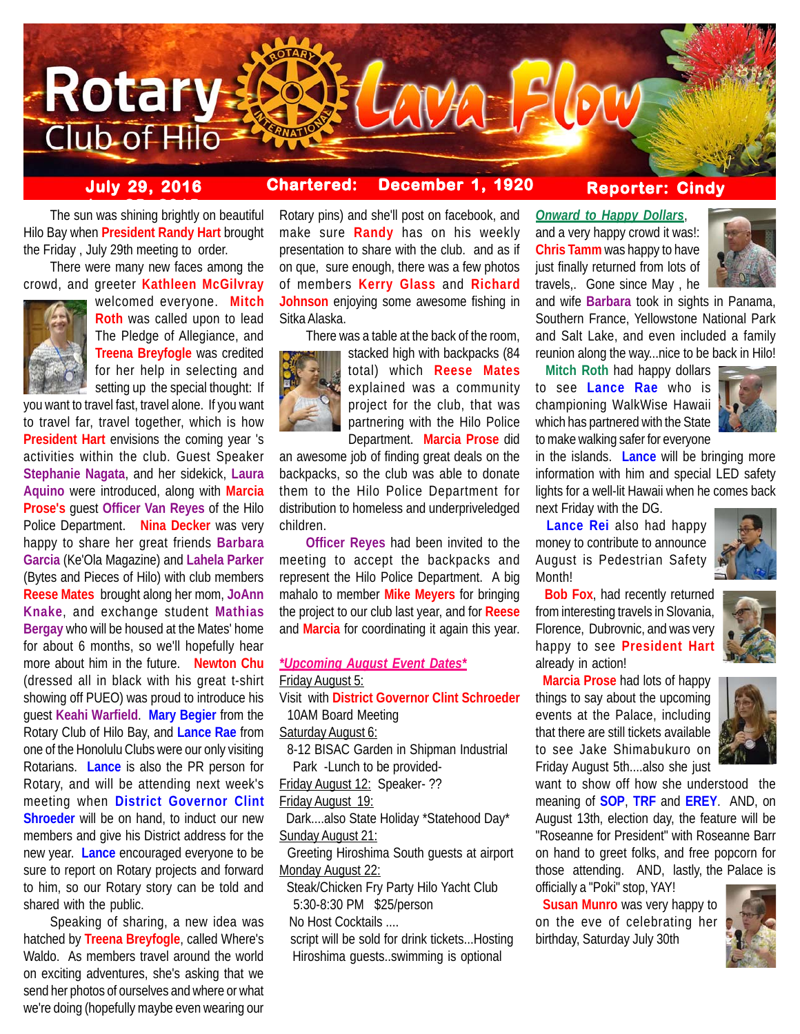# Rotary Club of Hilo Lava Flow

**July 29, 2016** | **Chartered: December 1, 1920** | **Reporter: Cindy**

The sun was shining brightly on beautiful Hilo Bay when **President Randy Hart** brought the Friday , July 29th meeting to order.

There were many new faces among the crowd, and greeter **Kathleen McGilvray** welcomed everyone. **Mitch Roth** was called upon to lead The Pledge of Allegiance, and **Treena Breyfogle** was credited for her help in selecting and setting up the special thought: If you want to travel fast, travel alone. If you want to travel far, travel together, which is how **President Hart** envisions the coming year 's activities within the club. Guest Speaker **Stephanie Nagata**, and her sidekick, **Laura Aquino** were introduced, along with **Marcia Prose's** guest **Officer Van Reyes** of the Hilo Police Department. **Nina Decker** was very happy to share her great friends **Barbara Garcia** (Ke'Ola Magazine) and **Lahela Parker** (Bytes and Pieces of Hilo) with club members **Reese Mates** brought along her mom, **JoAnn Knake**, and exchange student **Mathias Bergay** who will be housed at the Mates' home for about 6 months, so we'll hopefully hear more about him in the future. **Newton Chu** (dressed all in black with his great t-shirt showing off PUEO) was proud to introduce his guest **Keahi Warfield**. **Mary Begier** from the Rotary Club of Hilo Bay, and **Lance Rae** from one of the Honolulu Clubs were our only visiting Rotarians. **Lance** is also the PR person for Rotary, and will be attending next week's meeting when **District Governor Clint Shroeder** will be on hand, to induct our new members and give his District address for the new year. **Lance** encouraged everyone to be sure to report on Rotary projects and forward to him, so our Rotary story can be told and shared with the public.

Speaking of sharing, a new idea was hatched by **Treena Breyfogle**, called Where's Waldo. As members travel around the world on exciting adventures, she's asking that we send her photos of ourselves and where or what we're doing (hopefully maybe even wearing our Rotary pins) and she'll post on facebook, and make sure **Randy** has on his weekly presentation to share with the club. and as if on que, sure enough, there was a few photos of members **Kerry Glass** and **Richard Johnson** enjoying some awesome fishing in Sitka Alaska.

There was a table at the back of the room, stacked high with backpacks (84 total) which **Reese Mates** explained was a community project for the club, that was partnering with the Hilo Police Department. **Marcia Prose** did an awesome job of finding great deals on the backpacks, so the club was able to donate them to the Hilo Police Department for distribution to homeless and underpriveledged children.

**Officer Reyes** had been invited to the meeting to accept the backpacks and represent the Hilo Police Department. A big mahalo to member **Mike Meyers** for bringing the project to our club last year, and for **Reese** and **Marcia** for coordinating it again this year.

## *Upcoming August Event Dates*

Friday August 5:
Visit with **District Governor Clint Schroeder**
10AM Board Meeting

Saturday August 6:
8-12 BISAC Garden in Shipman Industrial Park -Lunch to be provided-

Friday August 12: Speaker- ??

Friday August 19:
Dark....also State Holiday *Statehood Day*

Sunday August 21:
Greeting Hiroshima South guests at airport

Monday August 22:
Steak/Chicken Fry Party Hilo Yacht Club
5:30-8:30 PM $25/person
No Host Cocktails ....
script will be sold for drink tickets...Hosting Hiroshima guests..swimming is optional

## Onward to Happy Dollars

and a very happy crowd it was!: **Chris Tamm** was happy to have just finally returned from lots of travels,. Gone since May , he and wife **Barbara** took in sights in Panama, Southern France, Yellowstone National Park and Salt Lake, and even included a family reunion along the way...nice to be back in Hilo!

**Mitch Roth** had happy dollars to see **Lance Rae** who is championing WalkWise Hawaii which has partnered with the State to make walking safer for everyone in the islands. **Lance** will be bringing more information with him and special LED safety lights for a well-lit Hawaii when he comes back next Friday with the DG.

**Lance Rei** also had happy money to contribute to announce August is Pedestrian Safety Month!

**Bob Fox**, had recently returned from interesting travels in Slovania, Florence, Dubrovnic, and was very happy to see **President Hart** already in action!

**Marcia Prose** had lots of happy things to say about the upcoming events at the Palace, including that there are still tickets available to see Jake Shimabukuro on Friday August 5th....also she just want to show off how she understood the meaning of **SOP**, **TRF** and **EREY**. AND, on August 13th, election day, the feature will be "Roseanne for President" with Roseanne Barr on hand to greet folks, and free popcorn for those attending. AND, lastly, the Palace is officially a "Poki" stop, YAY!

**Susan Munro** was very happy to on the eve of celebrating her birthday, Saturday July 30th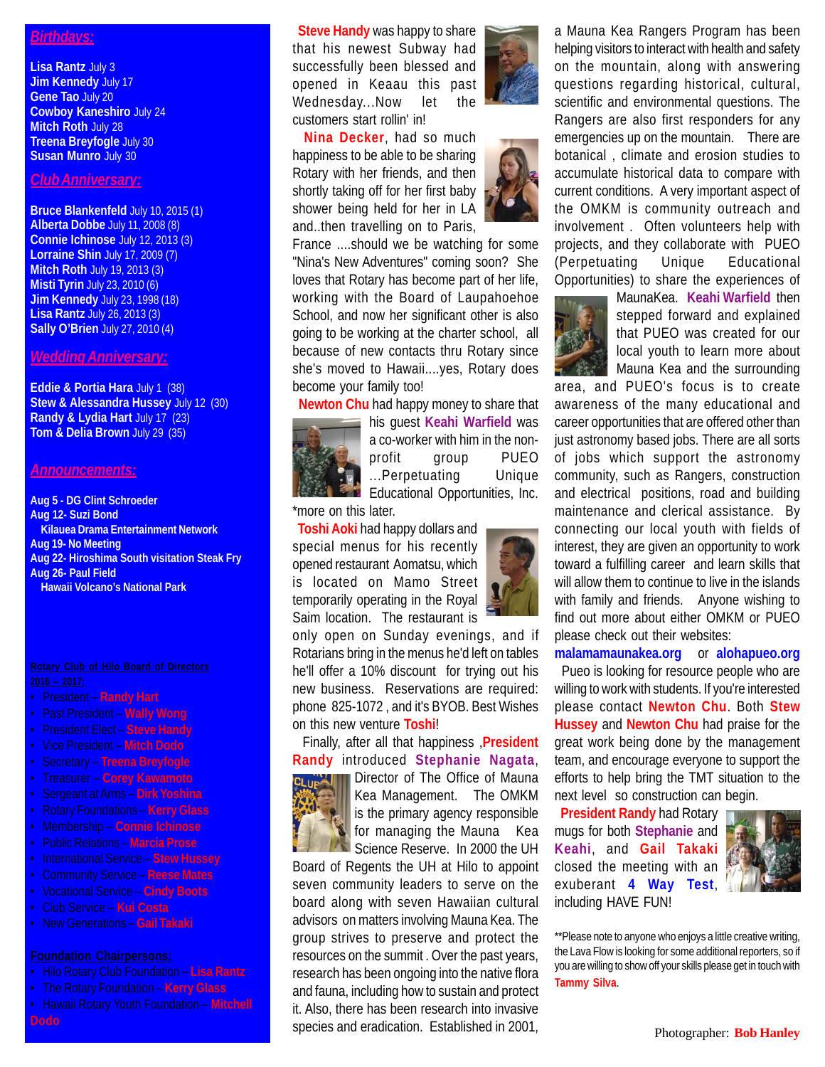## Birthdays:

**Lisa Rantz** July 3
**Jim Kennedy** July 17
**Gene Tao** July 20
**Cowboy Kaneshiro** July 24
**Mitch Roth** July 28
**Treena Breyfogle** July 30
**Susan Munro** July 30

## Club Anniversary:

**Bruce Blankenfeld** July 10, 2015 (1)
**Alberta Dobbe** July 11, 2008 (8)
**Connie Ichinose** July 12, 2013 (3)
**Lorraine Shin** July 17, 2009 (7)
**Mitch Roth** July 19, 2013 (3)
**Misti Tyrin** July 23, 2010 (6)
**Jim Kennedy** July 23, 1998 (18)
**Lisa Rantz** July 26, 2013 (3)
**Sally O'Brien** July 27, 2010 (4)

## Wedding Anniversary:

**Eddie & Portia Hara** July 1 (38)
**Stew & Alessandra Hussey** July 12 (30)
**Randy & Lydia Hart** July 17 (23)
**Tom & Delia Brown** July 29 (35)

## Announcements:

**Aug 5 - DG Clint Schroeder**
**Aug 12- Suzi Bond**
**Kilauea Drama Entertainment Network**
**Aug 19- No Meeting**
**Aug 22- Hiroshima South visitation Steak Fry**
**Aug 26- Paul Field**
**Hawaii Volcano's National Park**

**Rotary Club of Hilo Board of Directors**
**2016 – 2017:**

- President – **Randy Hart**
- Past President – **Wally Wong**
- President Elect – **Steve Handy**
- Vice President – **Mitch Dodo**
- Secretary – **Treena Breyfogle**
- Treasurer – **Corey Kawamoto**
- Sergeant at Arms – **Dirk Yoshina**
- Rotary Foundations – **Kerry Glass**
- Membership – **Connie Ichinose**
- Public Relations – **Marcia Prose**
- International Service – **Stew Hussey**
- Community Service – **Reese Mates**
- Vocational Service – **Cindy Boots**
- Club Service – **Kui Costa**
- New Generations – **Gail Takaki**

**Foundation Chairpersons:**

- Hilo Rotary Club Foundation – **Lisa Rantz**
- The Rotary Foundation – **Kerry Glass**
- Hawaii Rotary Youth Foundation – **Mitchell Dodo**

**Steve Handy** was happy to share that his newest Subway had successfully been blessed and opened in Keaau this past Wednesday...Now let the customers start rollin' in!

**Nina Decker**, had so much happiness to be able to be sharing Rotary with her friends, and then shortly taking off for her first baby shower being held for her in LA and..then travelling on to Paris, France ....should we be watching for some "Nina's New Adventures" coming soon? She loves that Rotary has become part of her life, working with the Board of Laupahoehoe School, and now her significant other is also going to be working at the charter school, all because of new contacts thru Rotary since she's moved to Hawaii....yes, Rotary does become your family too!

**Newton Chu** had happy money to share that his guest **Keahi Warfield** was a co-worker with him in the non-profit group PUEO ...Perpetuating Unique Educational Opportunities, Inc. *more on this later.

**Toshi Aoki** had happy dollars and special menus for his recently opened restaurant Aomatsu, which is located on Mamo Street temporarily operating in the Royal Saim location. The restaurant is only open on Sunday evenings, and if Rotarians bring in the menus he'd left on tables he'll offer a 10% discount for trying out his new business. Reservations are required: phone 825-1072 , and it's BYOB. Best Wishes on this new venture **Toshi**!

Finally, after all that happiness ,**President Randy** introduced **Stephanie Nagata**, Director of The Office of Mauna Kea Management. The OMKM is the primary agency responsible for managing the Mauna Kea Science Reserve. In 2000 the UH Board of Regents the UH at Hilo to appoint seven community leaders to serve on the board along with seven Hawaiian cultural advisors on matters involving Mauna Kea. The group strives to preserve and protect the resources on the summit . Over the past years, research has been ongoing into the native flora and fauna, including how to sustain and protect it. Also, there has been research into invasive species and eradication. Established in 2001, a Mauna Kea Rangers Program has been helping visitors to interact with health and safety on the mountain, along with answering questions regarding historical, cultural, scientific and environmental questions. The Rangers are also first responders for any emergencies up on the mountain. There are botanical , climate and erosion studies to accumulate historical data to compare with current conditions. A very important aspect of the OMKM is community outreach and involvement . Often volunteers help with projects, and they collaborate with PUEO (Perpetuating Unique Educational Opportunities) to share the experiences of MaunaKea. **Keahi Warfield** then stepped forward and explained that PUEO was created for our local youth to learn more about Mauna Kea and the surrounding area, and PUEO's focus is to create awareness of the many educational and career opportunities that are offered other than just astronomy based jobs. There are all sorts of jobs which support the astronomy community, such as Rangers, construction and electrical positions, road and building maintenance and clerical assistance. By connecting our local youth with fields of interest, they are given an opportunity to work toward a fulfilling career and learn skills that will allow them to continue to live in the islands with family and friends. Anyone wishing to find out more about either OMKM or PUEO please check out their websites:
**malamamaunakea.org** or **alohapueo.org**

Pueo is looking for resource people who are willing to work with students. If you're interested please contact **Newton Chu**. Both **Stew Hussey** and **Newton Chu** had praise for the great work being done by the management team, and encourage everyone to support the efforts to help bring the TMT situation to the next level so construction can begin.

**President Randy** had Rotary mugs for both **Stephanie** and **Keahi**, and **Gail Takaki** closed the meeting with an exuberant **4 Way Test**, including HAVE FUN!

**Please note to anyone who enjoys a little creative writing, the Lava Flow is looking for some additional reporters, so if you are willing to show off your skills please get in touch with **Tammy Silva**.

Photographer: **Bob Hanley**